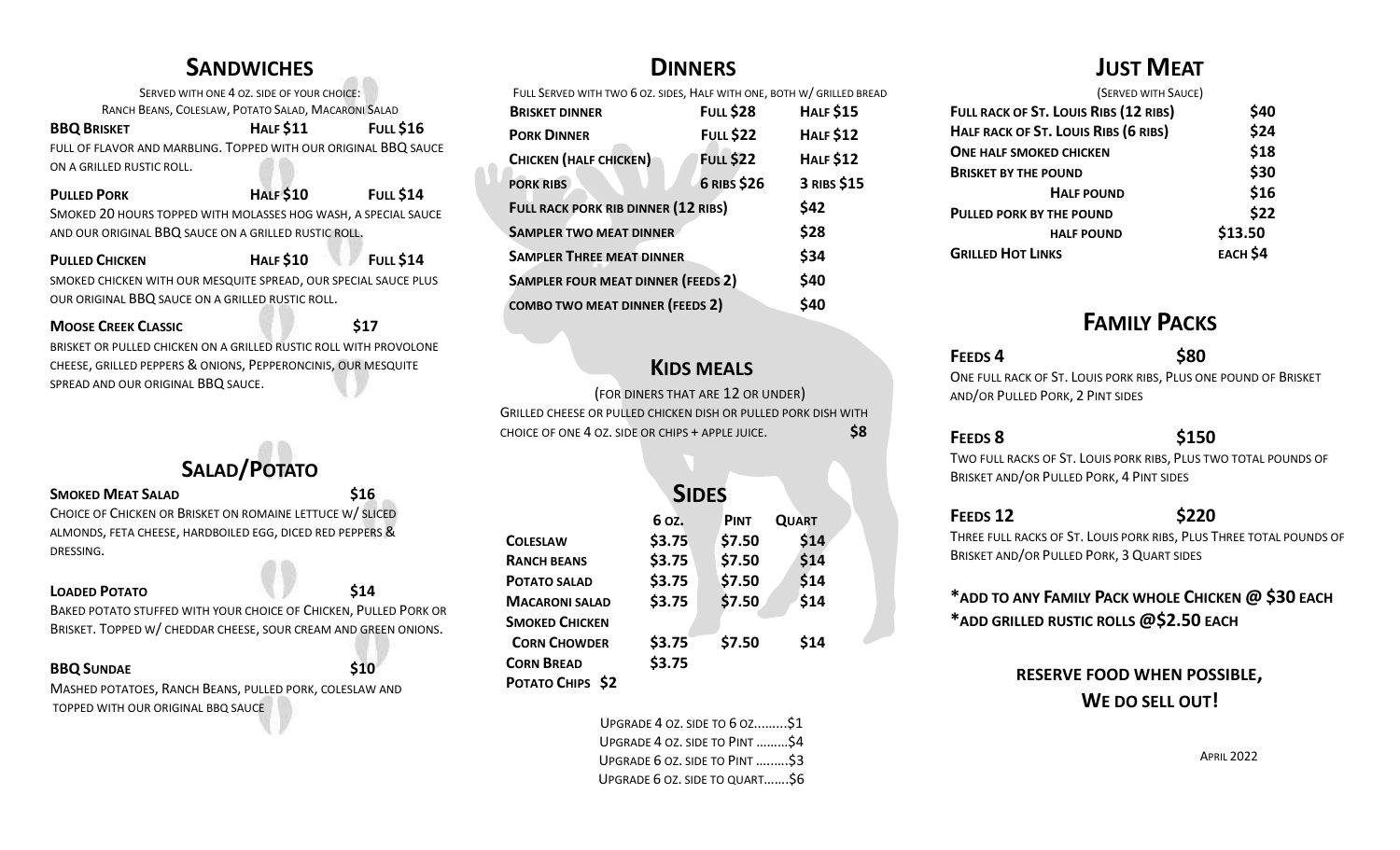## Sandwiches

Served with one 4 oz. side of your choice:
Ranch Beans, Coleslaw, Potato Salad, Macaroni Salad

**BBQ Brisket** — Half $11 — Full $16
Full of flavor and marbling. Topped with our original BBQ sauce on a grilled rustic roll.

**Pulled Pork** — Half $10 — Full $14
Smoked 20 hours topped with molasses hog wash, a special sauce and our original BBQ sauce on a grilled rustic roll.

**Pulled Chicken** — Half $10 — Full $14
Smoked chicken with our mesquite spread, our special sauce plus our original BBQ sauce on a grilled rustic roll.

**Moose Creek Classic** — $17
Brisket or pulled chicken on a grilled rustic roll with provolone cheese, grilled peppers & onions, Pepperoncinis, our mesquite spread and our original BBQ sauce.

## Salad/Potato

**Smoked Meat Salad** — $16
Choice of Chicken or Brisket on romaine lettuce w/ sliced almonds, feta cheese, hardboiled egg, diced red peppers & dressing.

**Loaded Potato** — $14
Baked potato stuffed with your choice of Chicken, Pulled Pork or Brisket. Topped w/ cheddar cheese, sour cream and green onions.

**BBQ Sundae** — $10
Mashed potatoes, Ranch Beans, pulled pork, coleslaw and topped with our original BBQ sauce

## Dinners

Full served with two 6 oz. sides, Half with one, both w/ grilled bread

| | | |
|---|---|---|
| **Brisket dinner** | **Full $28** | **Half $15** |
| **Pork Dinner** | **Full $22** | **Half $12** |
| **Chicken (half chicken)** | **Full $22** | **Half $12** |
| **Pork ribs** | **6 ribs $26** | **3 ribs $15** |
| **Full rack pork rib dinner (12 ribs)** | | **$42** |
| **Sampler two meat dinner** | | **$28** |
| **Sampler Three meat dinner** | | **$34** |
| **Sampler four meat dinner (feeds 2)** | | **$40** |
| **Combo two meat dinner (feeds 2)** | | **$40** |

## Kids Meals

(for diners that are 12 or under)
Grilled cheese or pulled chicken dish or pulled pork dish with choice of one 4 oz. side or chips + apple juice. **$8**

## Sides

| | 6 oz. | Pint | Quart |
|---|---|---|---|
| **Coleslaw** | $3.75 | $7.50 | $14 |
| **Ranch beans** | $3.75 | $7.50 | $14 |
| **Potato salad** | $3.75 | $7.50 | $14 |
| **Macaroni salad** | $3.75 | $7.50 | $14 |
| **Smoked Chicken Corn Chowder** | $3.75 | $7.50 | $14 |
| **Corn Bread** | $3.75 | | |
| **Potato Chips $2** | | | |

Upgrade 4 oz. side to 6 oz.........$1
Upgrade 4 oz. side to Pint .........$4
Upgrade 6 oz. side to Pint .........$3
Upgrade 6 oz. side to quart.......$6

## Just Meat

(Served with Sauce)

| | |
|---|---|
| **Full rack of St. Louis Ribs (12 ribs)** | **$40** |
| **Half rack of St. Louis Ribs (6 ribs)** | **$24** |
| **One half smoked chicken** | **$18** |
| **Brisket by the pound** | **$30** |
| **Half pound** | **$16** |
| **Pulled pork by the pound** | **$22** |
| **half pound** | **$13.50** |
| **Grilled Hot Links** | **each $4** |

## Family Packs

**Feeds 4** — **$80**
One full rack of St. Louis pork ribs, Plus one pound of Brisket and/or Pulled Pork, 2 Pint sides

**Feeds 8** — **$150**
Two full racks of St. Louis pork ribs, Plus two total pounds of Brisket and/or Pulled Pork, 4 Pint sides

**Feeds 12** — **$220**
Three full racks of St. Louis pork ribs, Plus Three total pounds of Brisket and/or Pulled Pork, 3 Quart sides

**\*Add to any Family Pack whole Chicken @ $30 each**
**\*Add grilled rustic rolls @$2.50 each**

**Reserve food when possible, We do sell out!**

April 2022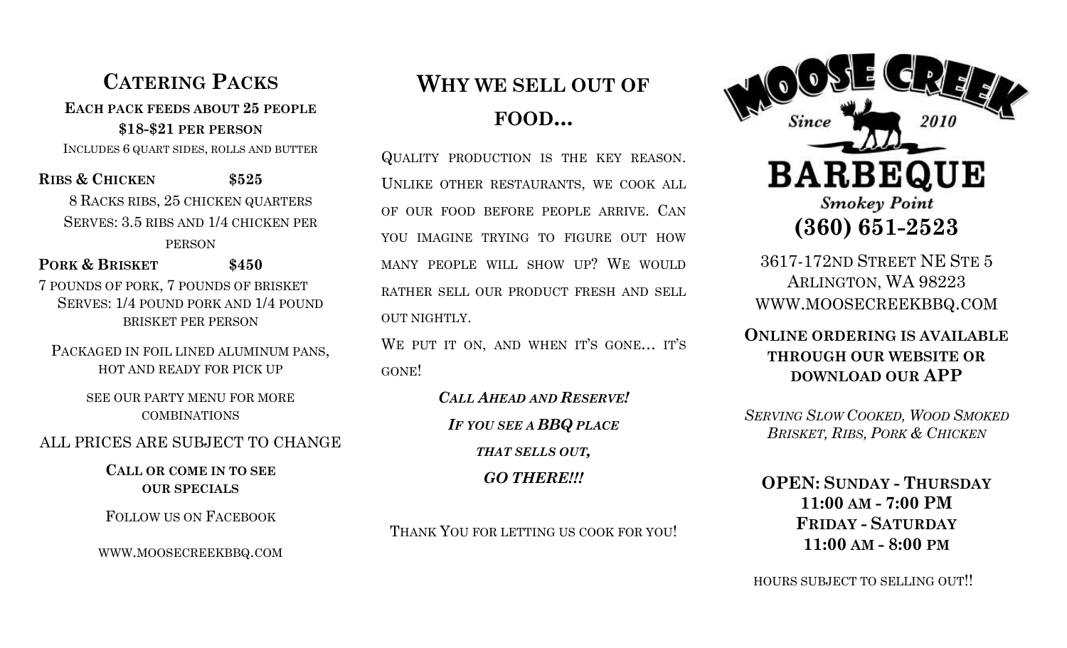## Catering Packs

**Each pack feeds about 25 people**

**$18-$21 per person**

Includes 6 quart sides, rolls and butter

**Ribs & Chicken** **$525**

8 Racks ribs, 25 chicken quarters

Serves: 3.5 ribs and 1/4 chicken per person

**Pork & Brisket** **$450**

7 pounds of pork, 7 pounds of brisket

Serves: 1/4 pound pork and 1/4 pound brisket per person

Packaged in foil lined aluminum pans, hot and ready for pick up

See our party menu for more combinations

ALL PRICES ARE SUBJECT TO CHANGE

**Call or come in to see our specials**

Follow us on Facebook

www.moosecreekbbq.com

## Why we sell out of food...

Quality production is the key reason. Unlike other restaurants, we cook all of our food before people arrive. Can you imagine trying to figure out how many people will show up? We would rather sell our product fresh and sell out nightly.

We put it on, and when it's gone... it's gone!

***Call Ahead and Reserve!***

***If you see a BBQ place that sells out,***

***GO THERE!!!***

Thank You for letting us cook for you!

# MOOSE CREEK

Since 2010

# BARBEQUE

Smokey Point

## (360) 651-2523

3617-172nd Street NE Ste 5
Arlington, WA 98223
www.moosecreekbbq.com

**Online ordering is available through our website or download our APP**

*Serving Slow Cooked, Wood Smoked Brisket, Ribs, Pork & Chicken*

**OPEN: Sunday - Thursday**
**11:00 am - 7:00 PM**
**Friday - Saturday**
**11:00 am - 8:00 pm**

hours subject to selling out!!